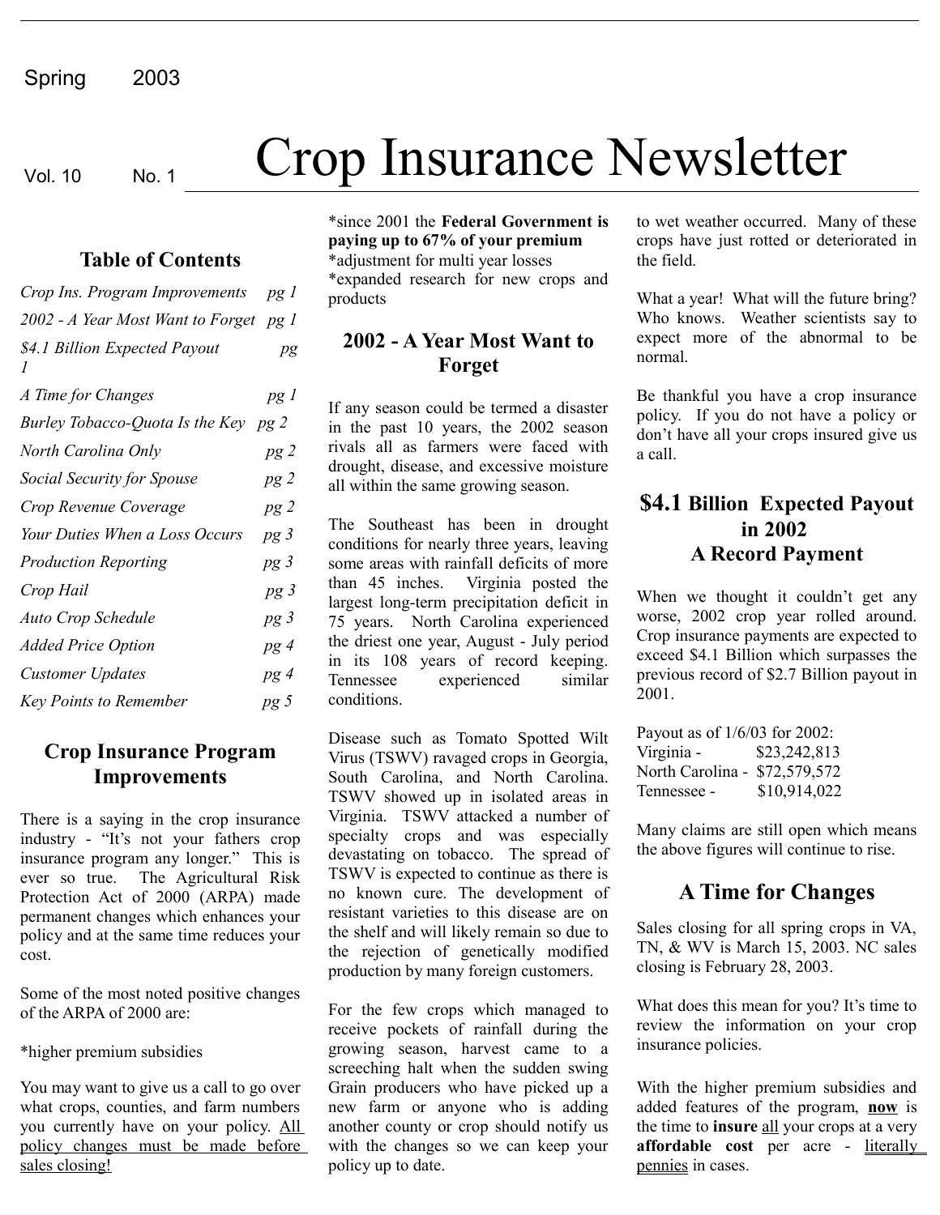Spring 2003

Vol. 10 No. 1

# Crop Insurance Newsletter

## Table of Contents

| | |
|---|---|
| *Crop Ins. Program Improvements* | *pg 1* |
| *2002 - A Year Most Want to Forget* | *pg 1* |
| *$4.1 Billion Expected Payout* | *pg 1* |
| *A Time for Changes* | *pg 1* |
| *Burley Tobacco-Quota Is the Key* | *pg 2* |
| *North Carolina Only* | *pg 2* |
| *Social Security for Spouse* | *pg 2* |
| *Crop Revenue Coverage* | *pg 2* |
| *Your Duties When a Loss Occurs* | *pg 3* |
| *Production Reporting* | *pg 3* |
| *Crop Hail* | *pg 3* |
| *Auto Crop Schedule* | *pg 3* |
| *Added Price Option* | *pg 4* |
| *Customer Updates* | *pg 4* |
| *Key Points to Remember* | *pg 5* |

## Crop Insurance Program Improvements

There is a saying in the crop insurance industry - "It's not your fathers crop insurance program any longer." This is ever so true. The Agricultural Risk Protection Act of 2000 (ARPA) made permanent changes which enhances your policy and at the same time reduces your cost.

Some of the most noted positive changes of the ARPA of 2000 are:

*higher premium subsidies

You may want to give us a call to go over what crops, counties, and farm numbers you currently have on your policy. <u>All policy changes must be made before sales closing!</u>

*since 2001 the **Federal Government is paying up to 67% of your premium**
*adjustment for multi year losses
*expanded research for new crops and products

## 2002 - A Year Most Want to Forget

If any season could be termed a disaster in the past 10 years, the 2002 season rivals all as farmers were faced with drought, disease, and excessive moisture all within the same growing season.

The Southeast has been in drought conditions for nearly three years, leaving some areas with rainfall deficits of more than 45 inches. Virginia posted the largest long-term precipitation deficit in 75 years. North Carolina experienced the driest one year, August - July period in its 108 years of record keeping. Tennessee experienced similar conditions.

Disease such as Tomato Spotted Wilt Virus (TSWV) ravaged crops in Georgia, South Carolina, and North Carolina. TSWV showed up in isolated areas in Virginia. TSWV attacked a number of specialty crops and was especially devastating on tobacco. The spread of TSWV is expected to continue as there is no known cure. The development of resistant varieties to this disease are on the shelf and will likely remain so due to the rejection of genetically modified production by many foreign customers.

For the few crops which managed to receive pockets of rainfall during the growing season, harvest came to a screeching halt when the sudden swing to wet weather occurred. Many of these crops have just rotted or deteriorated in the field.

What a year! What will the future bring? Who knows. Weather scientists say to expect more of the abnormal to be normal.

Be thankful you have a crop insurance policy. If you do not have a policy or don't have all your crops insured give us a call.

## $4.1 Billion Expected Payout in 2002 A Record Payment

When we thought it couldn't get any worse, 2002 crop year rolled around. Crop insurance payments are expected to exceed $4.1 Billion which surpasses the previous record of $2.7 Billion payout in 2001.

Payout as of 1/6/03 for 2002:
Virginia - $23,242,813
North Carolina - $72,579,572
Tennessee - $10,914,022

Many claims are still open which means the above figures will continue to rise.

## A Time for Changes

Sales closing for all spring crops in VA, TN, & WV is March 15, 2003. NC sales closing is February 28, 2003.

What does this mean for you? It's time to review the information on your crop insurance policies.

With the higher premium subsidies and added features of the program, **<u>now</u>** is the time to **insure** <u>all</u> your crops at a very **affordable cost** per acre - <u>literally pennies</u> in cases.

Grain producers who have picked up a new farm or anyone who is adding another county or crop should notify us with the changes so we can keep your policy up to date.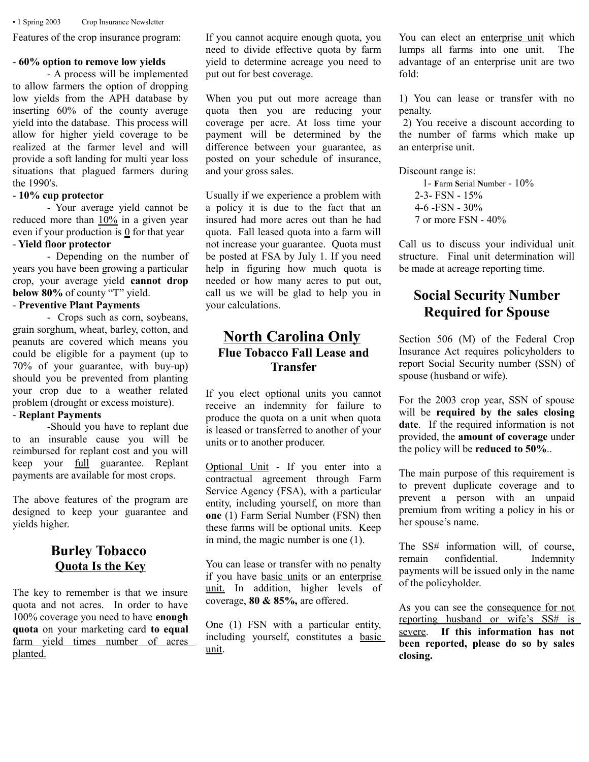Features of the crop insurance program:

- **60% option to remove low yields**

  - A process will be implemented to allow farmers the option of dropping low yields from the APH database by inserting 60% of the county average yield into the database. This process will allow for higher yield coverage to be realized at the farmer level and will provide a soft landing for multi year loss situations that plagued farmers during the 1990's.

- **10% cup protector**

  - Your average yield cannot be reduced more than 10% in a given year even if your production is 0 for that year

- **Yield floor protector**

  - Depending on the number of years you have been growing a particular crop, your average yield **cannot drop below 80%** of county "T" yield.

- **Preventive Plant Payments**

  - Crops such as corn, soybeans, grain sorghum, wheat, barley, cotton, and peanuts are covered which means you could be eligible for a payment (up to 70% of your guarantee, with buy-up) should you be prevented from planting your crop due to a weather related problem (drought or excess moisture).

- **Replant Payments**

  - Should you have to replant due to an insurable cause you will be reimbursed for replant cost and you will keep your full guarantee. Replant payments are available for most crops.

The above features of the program are designed to keep your guarantee and yields higher.

## Burley Tobacco

### Quota Is the Key

The key to remember is that we insure quota and not acres. In order to have 100% coverage you need to have **enough quota** on your marketing card **to equal** farm yield times number of acres planted.

If you cannot acquire enough quota, you need to divide effective quota by farm yield to determine acreage you need to put out for best coverage.

When you put out more acreage than quota then you are reducing your coverage per acre. At loss time your payment will be determined by the difference between your guarantee, as posted on your schedule of insurance, and your gross sales.

Usually if we experience a problem with a policy it is due to the fact that an insured had more acres out than he had quota. Fall leased quota into a farm will not increase your guarantee. Quota must be posted at FSA by July 1. If you need help in figuring how much quota is needed or how many acres to put out, call us we will be glad to help you in your calculations.

## North Carolina Only

### Flue Tobacco Fall Lease and Transfer

If you elect optional units you cannot receive an indemnity for failure to produce the quota on a unit when quota is leased or transferred to another of your units or to another producer.

Optional Unit - If you enter into a contractual agreement through Farm Service Agency (FSA), with a particular entity, including yourself, on more than **one** (1) Farm Serial Number (FSN) then these farms will be optional units. Keep in mind, the magic number is one (1).

You can lease or transfer with no penalty if you have basic units or an enterprise unit. In addition, higher levels of coverage, **80 & 85%,** are offered.

One (1) FSN with a particular entity, including yourself, constitutes a basic unit.

You can elect an enterprise unit which lumps all farms into one unit. The advantage of an enterprise unit are two fold:

1) You can lease or transfer with no penalty.
2) You receive a discount according to the number of farms which make up an enterprise unit.

Discount range is:

1- **F**arm **S**erial **N**umber - 10%
2-3- FSN - 15%
4-6 -FSN - 30%
7 or more FSN - 40%

Call us to discuss your individual unit structure. Final unit determination will be made at acreage reporting time.

## Social Security Number Required for Spouse

Section 506 (M) of the Federal Crop Insurance Act requires policyholders to report Social Security number (SSN) of spouse (husband or wife).

For the 2003 crop year, SSN of spouse will be **required by the sales closing date**. If the required information is not provided, the **amount of coverage** under the policy will be **reduced to 50%**..

The main purpose of this requirement is to prevent duplicate coverage and to prevent a person with an unpaid premium from writing a policy in his or her spouse's name.

The SS# information will, of course, remain confidential. Indemnity payments will be issued only in the name of the policyholder.

As you can see the consequence for not reporting husband or wife's SS# is severe. **If this information has not been reported, please do so by sales closing.**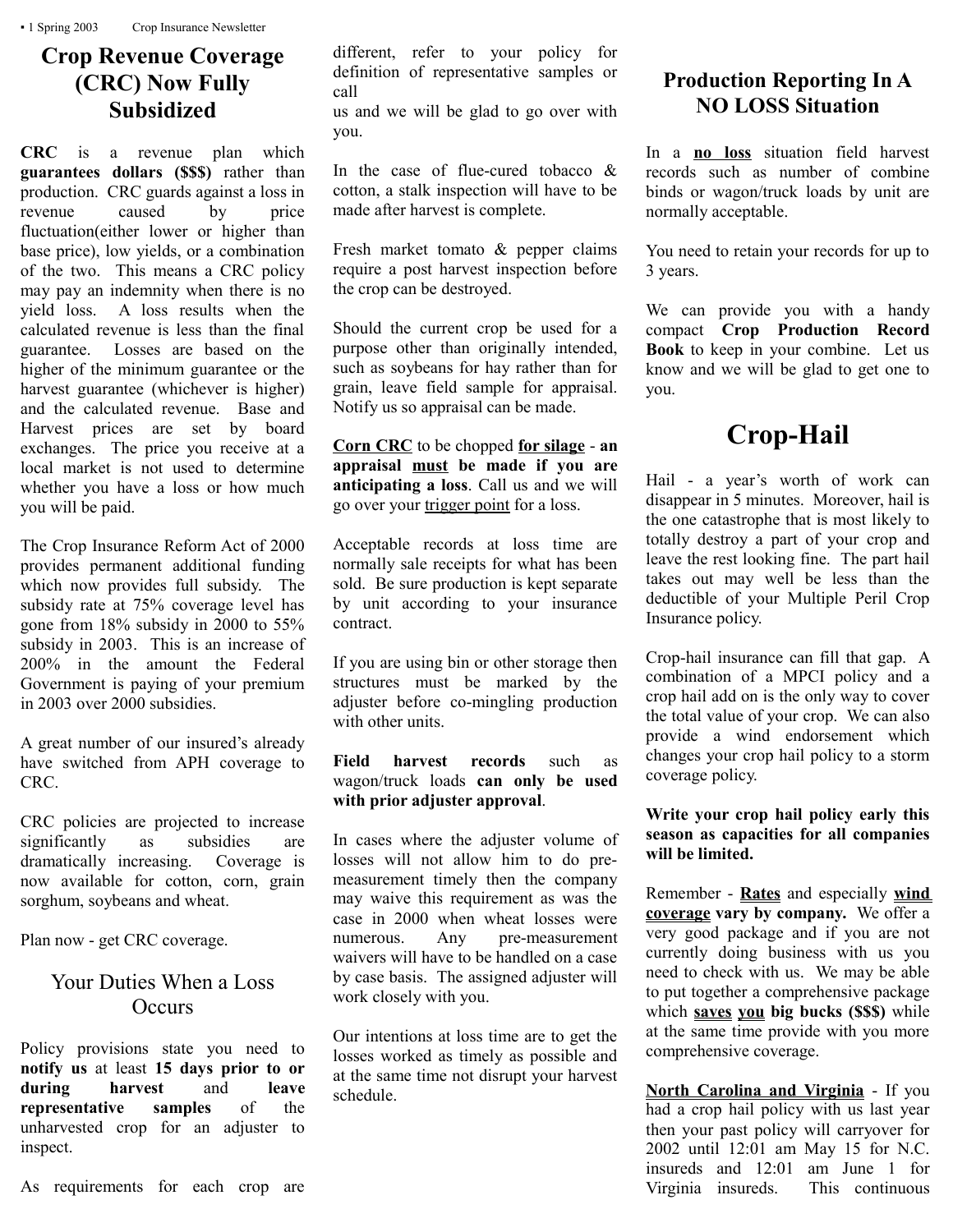## Crop Revenue Coverage (CRC) Now Fully Subsidized

**CRC** is a revenue plan which **guarantees dollars ($$$)** rather than production. CRC guards against a loss in revenue caused by price fluctuation(either lower or higher than base price), low yields, or a combination of the two. This means a CRC policy may pay an indemnity when there is no yield loss. A loss results when the calculated revenue is less than the final guarantee. Losses are based on the higher of the minimum guarantee or the harvest guarantee (whichever is higher) and the calculated revenue. Base and Harvest prices are set by board exchanges. The price you receive at a local market is not used to determine whether you have a loss or how much you will be paid.

The Crop Insurance Reform Act of 2000 provides permanent additional funding which now provides full subsidy. The subsidy rate at 75% coverage level has gone from 18% subsidy in 2000 to 55% subsidy in 2003. This is an increase of 200% in the amount the Federal Government is paying of your premium in 2003 over 2000 subsidies.

A great number of our insured's already have switched from APH coverage to CRC.

CRC policies are projected to increase significantly as subsidies are dramatically increasing. Coverage is now available for cotton, corn, grain sorghum, soybeans and wheat.

Plan now - get CRC coverage.

## Your Duties When a Loss Occurs

Policy provisions state you need to **notify us** at least **15 days prior to or during harvest** and **leave representative samples** of the unharvested crop for an adjuster to inspect.

As requirements for each crop are different, refer to your policy for definition of representative samples or call
us and we will be glad to go over with you.

In the case of flue-cured tobacco & cotton, a stalk inspection will have to be made after harvest is complete.

Fresh market tomato & pepper claims require a post harvest inspection before the crop can be destroyed.

Should the current crop be used for a purpose other than originally intended, such as soybeans for hay rather than for grain, leave field sample for appraisal. Notify us so appraisal can be made.

<u>**Corn CRC**</u> to be chopped <u>**for silage**</u> - **an appraisal <u>must</u> be made if you are anticipating a loss**. Call us and we will go over your <u>trigger point</u> for a loss.

Acceptable records at loss time are normally sale receipts for what has been sold. Be sure production is kept separate by unit according to your insurance contract.

If you are using bin or other storage then structures must be marked by the adjuster before co-mingling production with other units.

**Field harvest records** such as wagon/truck loads **can only be used with prior adjuster approval**.

In cases where the adjuster volume of losses will not allow him to do pre-measurement timely then the company may waive this requirement as was the case in 2000 when wheat losses were numerous. Any pre-measurement waivers will have to be handled on a case by case basis. The assigned adjuster will work closely with you.

Our intentions at loss time are to get the losses worked as timely as possible and at the same time not disrupt your harvest schedule.

## Production Reporting In A NO LOSS Situation

In a <u>**no loss**</u> situation field harvest records such as number of combine binds or wagon/truck loads by unit are normally acceptable.

You need to retain your records for up to 3 years.

We can provide you with a handy compact **Crop Production Record Book** to keep in your combine. Let us know and we will be glad to get one to you.

# Crop-Hail

Hail - a year's worth of work can disappear in 5 minutes. Moreover, hail is the one catastrophe that is most likely to totally destroy a part of your crop and leave the rest looking fine. The part hail takes out may well be less than the deductible of your Multiple Peril Crop Insurance policy.

Crop-hail insurance can fill that gap. A combination of a MPCI policy and a crop hail add on is the only way to cover the total value of your crop. We can also provide a wind endorsement which changes your crop hail policy to a storm coverage policy.

**Write your crop hail policy early this season as capacities for all companies will be limited.**

Remember - <u>**Rates**</u> and especially <u>**wind coverage**</u> **vary by company.** We offer a very good package and if you are not currently doing business with us you need to check with us. We may be able to put together a comprehensive package which **<u>saves</u> <u>you</u> big bucks ($$$)** while at the same time provide with you more comprehensive coverage.

<u>**North Carolina and Virginia**</u> - If you had a crop hail policy with us last year then your past policy will carryover for 2002 until 12:01 am May 15 for N.C. insureds and 12:01 am June 1 for Virginia insureds. This continuous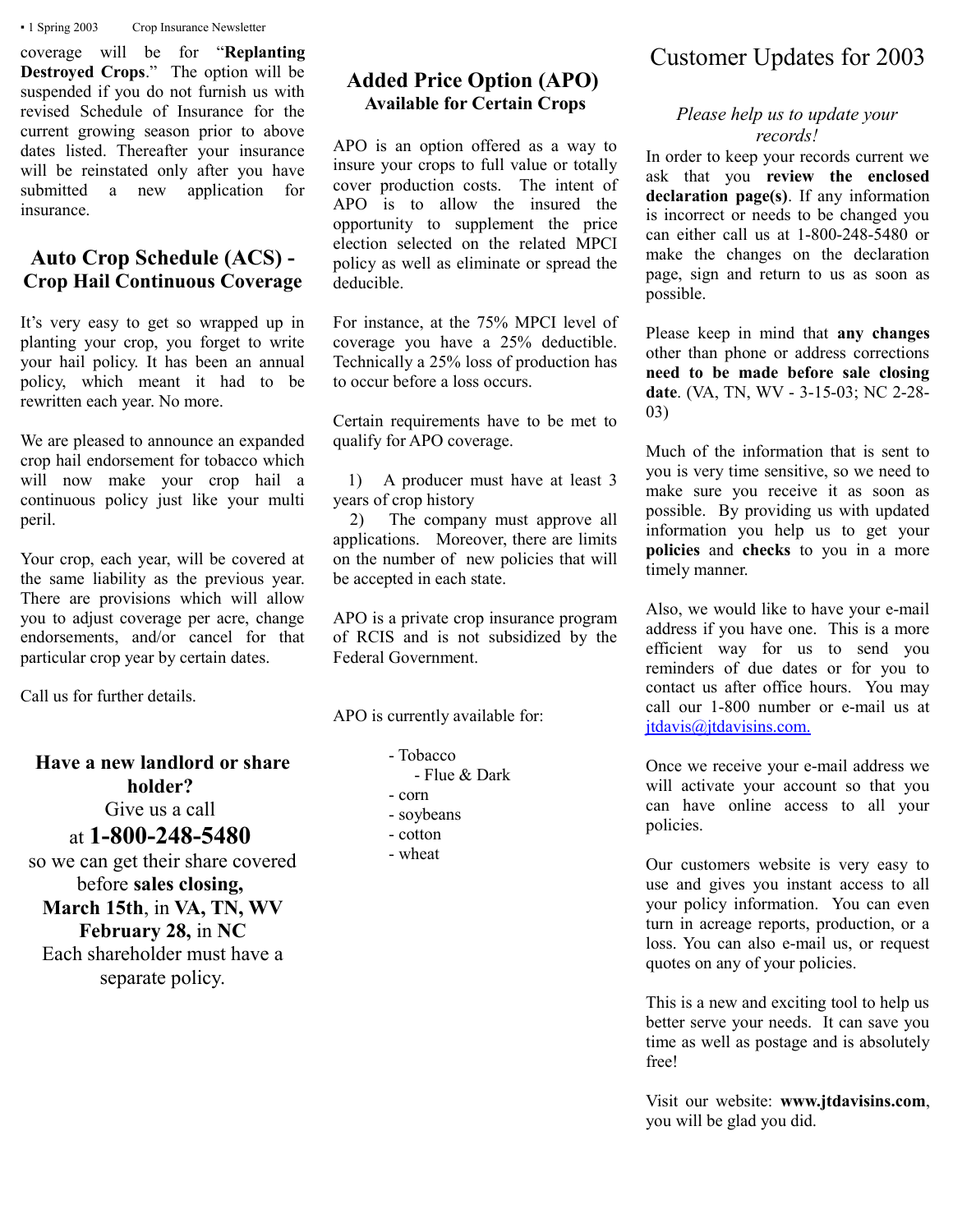coverage will be for "**Replanting Destroyed Crops**." The option will be suspended if you do not furnish us with revised Schedule of Insurance for the current growing season prior to above dates listed. Thereafter your insurance will be reinstated only after you have submitted a new application for insurance.

## Auto Crop Schedule (ACS) - Crop Hail Continuous Coverage

It's very easy to get so wrapped up in planting your crop, you forget to write your hail policy. It has been an annual policy, which meant it had to be rewritten each year. No more.

We are pleased to announce an expanded crop hail endorsement for tobacco which will now make your crop hail a continuous policy just like your multi peril.

Your crop, each year, will be covered at the same liability as the previous year. There are provisions which will allow you to adjust coverage per acre, change endorsements, and/or cancel for that particular crop year by certain dates.

Call us for further details.

**Have a new landlord or share holder?**

Give us a call at **1-800-248-5480** so we can get their share covered before **sales closing, March 15th**, in **VA, TN, WV February 28,** in **NC**

Each shareholder must have a separate policy.

## Added Price Option (APO)

### Available for Certain Crops

APO is an option offered as a way to insure your crops to full value or totally cover production costs. The intent of APO is to allow the insured the opportunity to supplement the price election selected on the related MPCI policy as well as eliminate or spread the deducible.

For instance, at the 75% MPCI level of coverage you have a 25% deductible. Technically a 25% loss of production has to occur before a loss occurs.

Certain requirements have to be met to qualify for APO coverage.

1) A producer must have at least 3 years of crop history
2) The company must approve all applications. Moreover, there are limits on the number of new policies that will be accepted in each state.

APO is a private crop insurance program of RCIS and is not subsidized by the Federal Government.

APO is currently available for:

- Tobacco
    - Flue & Dark
- corn
- soybeans
- cotton
- wheat

# Customer Updates for 2003

*Please help us to update your records!*

In order to keep your records current we ask that you **review the enclosed declaration page(s)**. If any information is incorrect or needs to be changed you can either call us at 1-800-248-5480 or make the changes on the declaration page, sign and return to us as soon as possible.

Please keep in mind that **any changes** other than phone or address corrections **need to be made before sale closing date**. (VA, TN, WV - 3-15-03; NC 2-28-03)

Much of the information that is sent to you is very time sensitive, so we need to make sure you receive it as soon as possible. By providing us with updated information you help us to get your **policies** and **checks** to you in a more timely manner.

Also, we would like to have your e-mail address if you have one. This is a more efficient way for us to send you reminders of due dates or for you to contact us after office hours. You may call our 1-800 number or e-mail us at jtdavis@jtdavisins.com.

Once we receive your e-mail address we will activate your account so that you can have online access to all your policies.

Our customers website is very easy to use and gives you instant access to all your policy information. You can even turn in acreage reports, production, or a loss. You can also e-mail us, or request quotes on any of your policies.

This is a new and exciting tool to help us better serve your needs. It can save you time as well as postage and is absolutely free!

Visit our website: **www.jtdavisins.com**, you will be glad you did.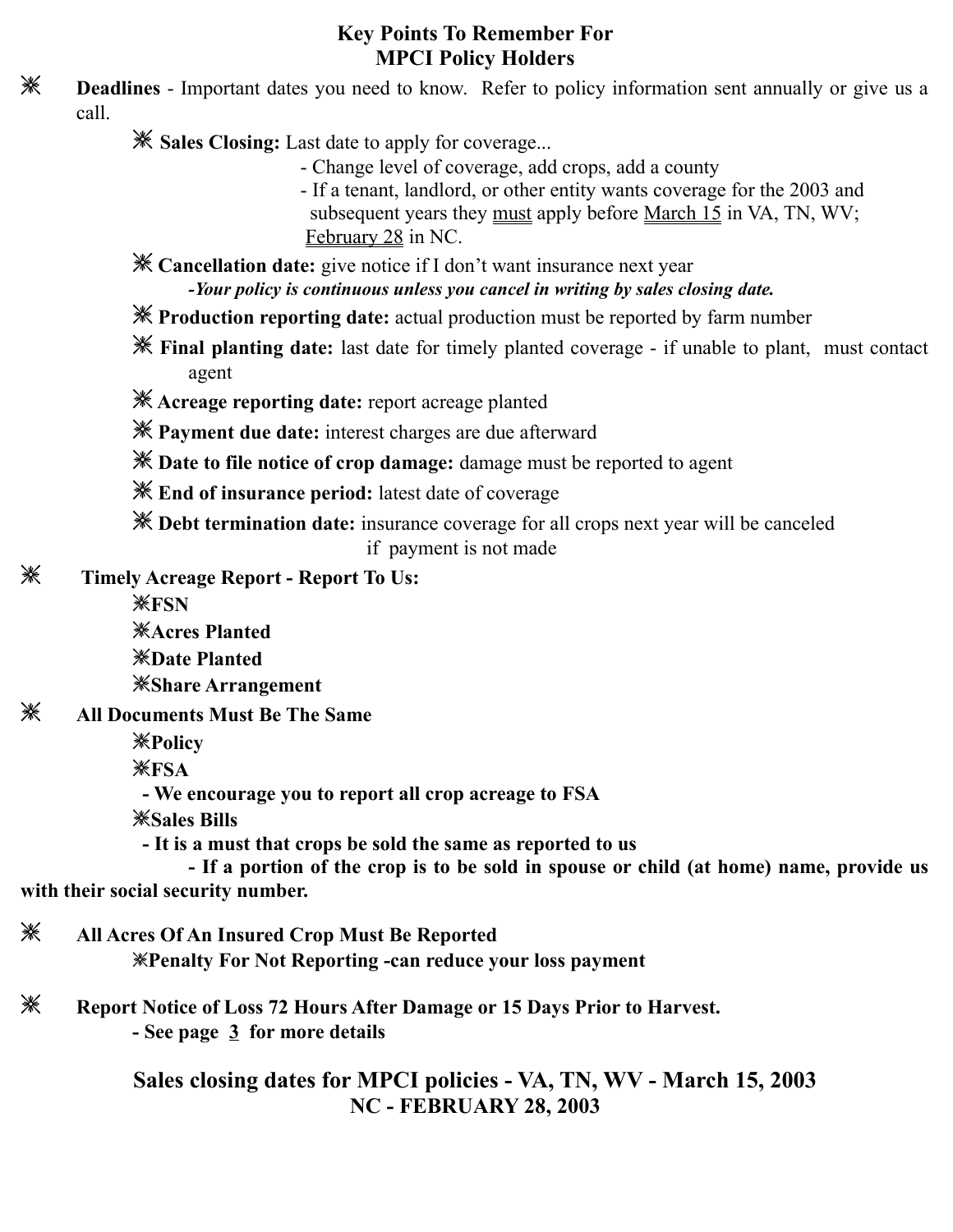# Key Points To Remember For MPCI Policy Holders

- **Deadlines** - Important dates you need to know. Refer to policy information sent annually or give us a call.
  - **Sales Closing:** Last date to apply for coverage...
    - Change level of coverage, add crops, add a county
    - If a tenant, landlord, or other entity wants coverage for the 2003 and subsequent years they <u>must</u> apply before <u>March 15</u> in VA, TN, WV; <u>February 28</u> in NC.
  - **Cancellation date:** give notice if I don't want insurance next year
    - ***Your policy is continuous unless you cancel in writing by sales closing date.***
  - **Production reporting date:** actual production must be reported by farm number
  - **Final planting date:** last date for timely planted coverage - if unable to plant, must contact agent
  - **Acreage reporting date:** report acreage planted
  - **Payment due date:** interest charges are due afterward
  - **Date to file notice of crop damage:** damage must be reported to agent
  - **End of insurance period:** latest date of coverage
  - **Debt termination date:** insurance coverage for all crops next year will be canceled if payment is not made
- **Timely Acreage Report - Report To Us:**
  - **FSN**
  - **Acres Planted**
  - **Date Planted**
  - **Share Arrangement**
- **All Documents Must Be The Same**
  - **Policy**
  - **FSA**
    - **We encourage you to report all crop acreage to FSA**
  - **Sales Bills**
    - **It is a must that crops be sold the same as reported to us**
      - **If a portion of the crop is to be sold in spouse or child (at home) name, provide us with their social security number.**
- **All Acres Of An Insured Crop Must Be Reported**
  - **Penalty For Not Reporting -can reduce your loss payment**
- **Report Notice of Loss 72 Hours After Damage or 15 Days Prior to Harvest.**
  - **See page <u>3</u> for more details**

## Sales closing dates for MPCI policies - VA, TN, WV - March 15, 2003
## NC - FEBRUARY 28, 2003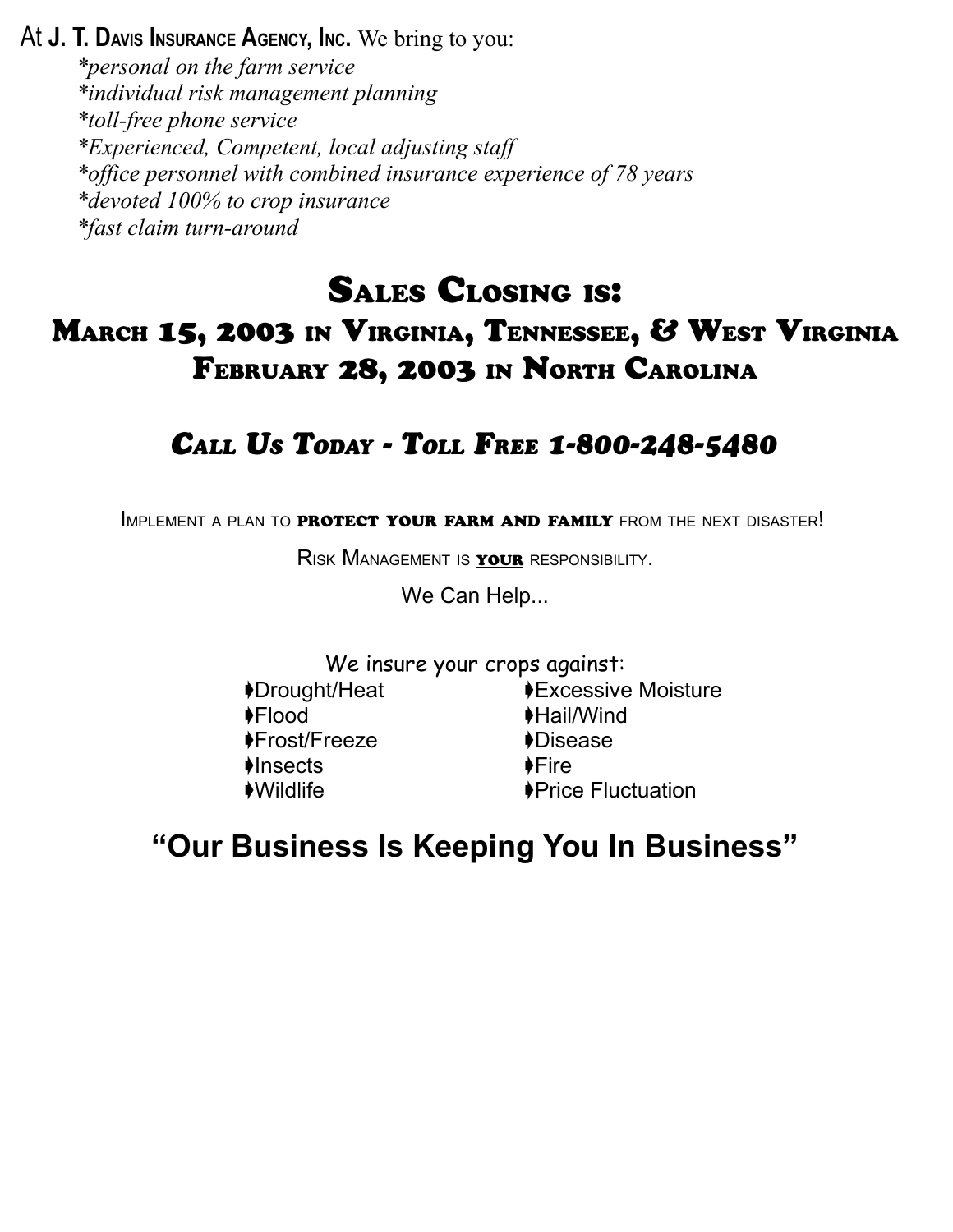At **J. T. Davis Insurance Agency, Inc.** We bring to you:

*\*personal on the farm service*
*\*individual risk management planning*
*\*toll-free phone service*
*\*Experienced, Competent, local adjusting staff*
*\*office personnel with combined insurance experience of 78 years*
*\*devoted 100% to crop insurance*
*\*fast claim turn-around*

# Sales Closing is:

## March 15, 2003 in Virginia, Tennessee, & West Virginia
## February 28, 2003 in North Carolina

## *Call Us Today - Toll Free 1-800-248-5480*

Implement a plan to **protect your farm and family** from the next disaster!

Risk Management is **<u>your</u>** responsibility.

We Can Help...

We insure your crops against:

- Drought/Heat
- Excessive Moisture
- Flood
- Hail/Wind
- Frost/Freeze
- Disease
- Insects
- Fire
- Wildlife
- Price Fluctuation

## "Our Business Is Keeping You In Business"